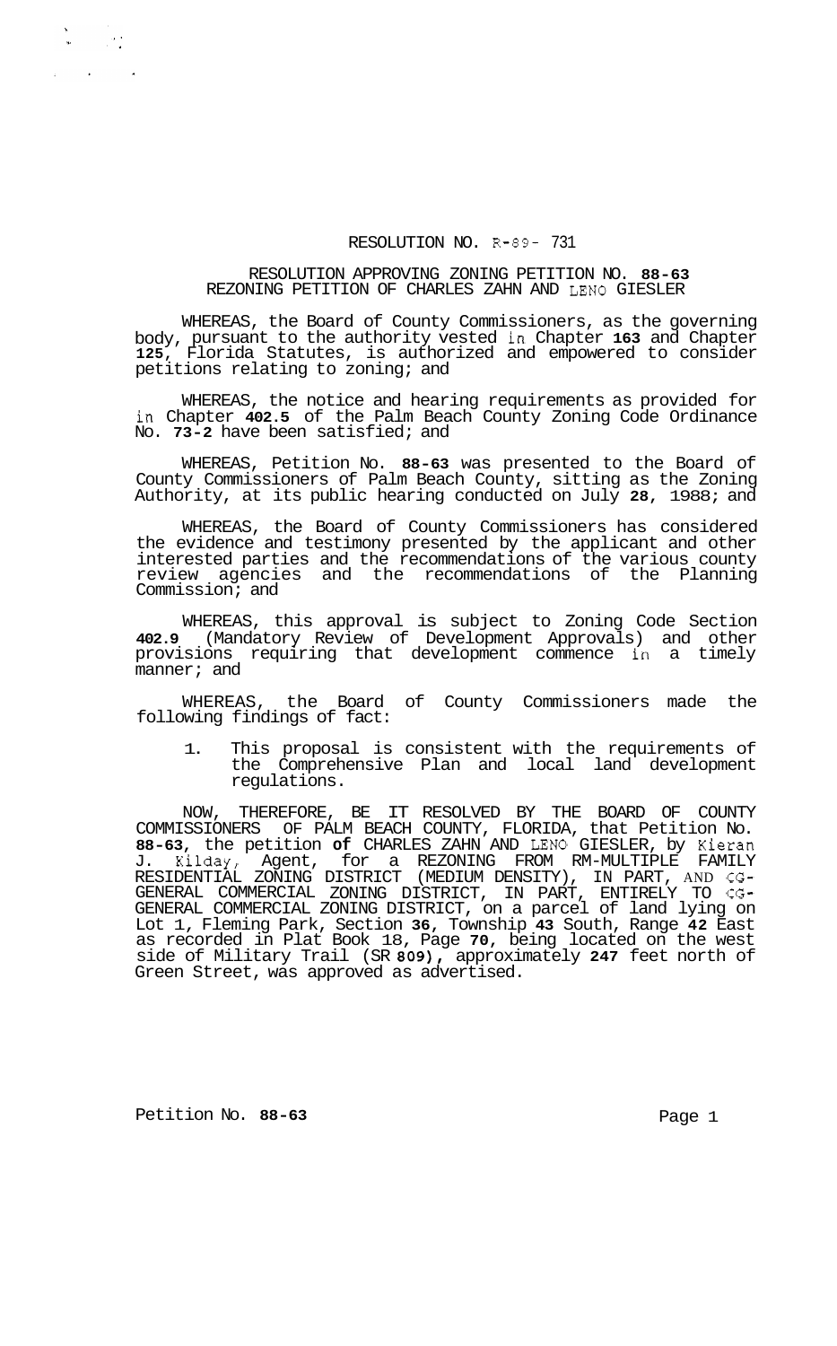RESOLUTION NO. R-89- 731

RESOLUTION APPROVING ZONING PETITION NO. **88-63**
REZONING PETITION OF CHARLES ZAHN AND LENO GIESLER

WHEREAS, the Board of County Commissioners, as the governing body, pursuant to the authority vested in Chapter **163** and Chapter **125**, Florida Statutes, is authorized and empowered to consider petitions relating to zoning; and

WHEREAS, the notice and hearing requirements as provided for in Chapter **402.5** of the Palm Beach County Zoning Code Ordinance No. **73-2** have been satisfied; and

WHEREAS, Petition No. **88-63** was presented to the Board of County Commissioners of Palm Beach County, sitting as the Zoning Authority, at its public hearing conducted on July **28**, 1988; and

WHEREAS, the Board of County Commissioners has considered the evidence and testimony presented by the applicant and other interested parties and the recommendations of the various county review agencies and the recommendations of the Planning Commission; and

WHEREAS, this approval is subject to Zoning Code Section **402.9** (Mandatory Review of Development Approvals) and other provisions requiring that development commence in a timely manner; and

WHEREAS, the Board of County Commissioners made the following findings of fact:

1. This proposal is consistent with the requirements of the Comprehensive Plan and local land development regulations.

NOW, THEREFORE, BE IT RESOLVED BY THE BOARD OF COUNTY COMMISSIONERS OF PALM BEACH COUNTY, FLORIDA, that Petition No. **88-63**, the petition **of** CHARLES ZAHN AND LENO GIESLER, by Kieran J. Kilday, Agent, for a REZONING FROM RM-MULTIPLE FAMILY RESIDENTIAL ZONING DISTRICT (MEDIUM DENSITY), IN PART, AND CG-GENERAL COMMERCIAL ZONING DISTRICT, IN PART, ENTIRELY TO CG-GENERAL COMMERCIAL ZONING DISTRICT, on a parcel of land lying on Lot 1, Fleming Park, Section **36**, Township **43** South, Range **42** East as recorded in Plat Book 18, Page **70**, being located on the west side of Military Trail (SR **809)**, approximately **247** feet north of Green Street, was approved as advertised.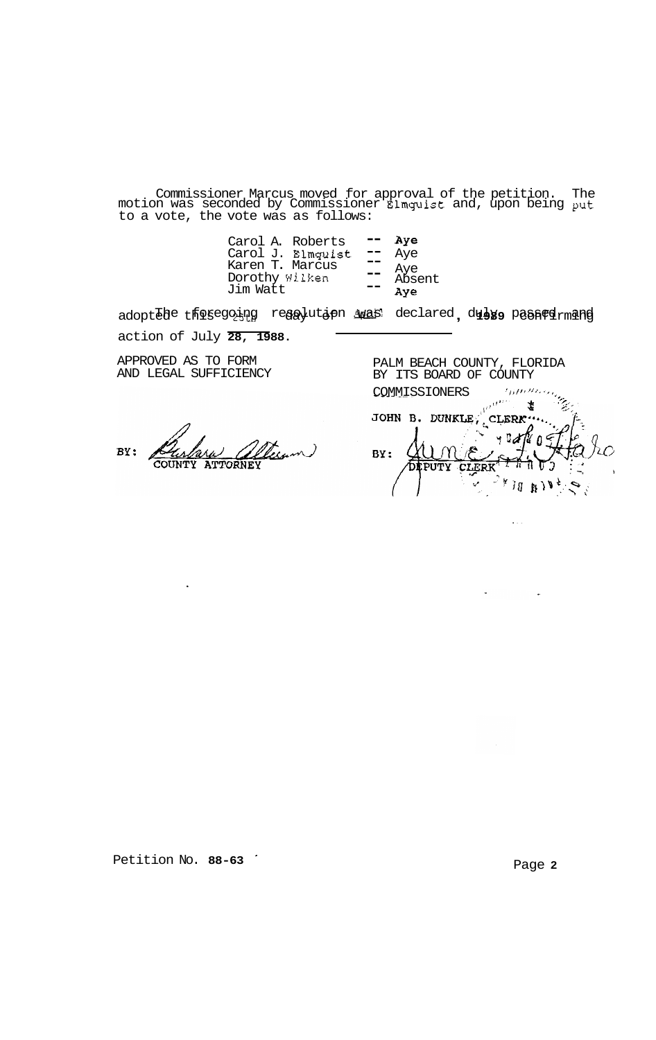Commissioner Marcus moved for approval of the petition. The motion was seconded by Commissioner Elmquist and, upon being put to a vote, the vote was as follows:

| | | |
|---|---|---|
| Carol A. Roberts | -- | Aye |
| Carol J. Elmquist | -- | Aye |
| Karen T. Marcus | -- | Aye |
| Dorothy Wilken | -- | Absent |
| Jim Watt | -- | Aye |

The foregoing resolution was declared duly passed and adopted this 25th day of April, 1989 confirming action of July 28, 1988.

APPROVED AS TO FORM AND LEGAL SUFFICIENCY

BY: COUNTY ATTORNEY

PALM BEACH COUNTY, FLORIDA BY ITS BOARD OF COUNTY COMMISSIONERS

JOHN B. DUNKLE, CLERK

BY: DEPUTY CLERK

Petition No. 88-63